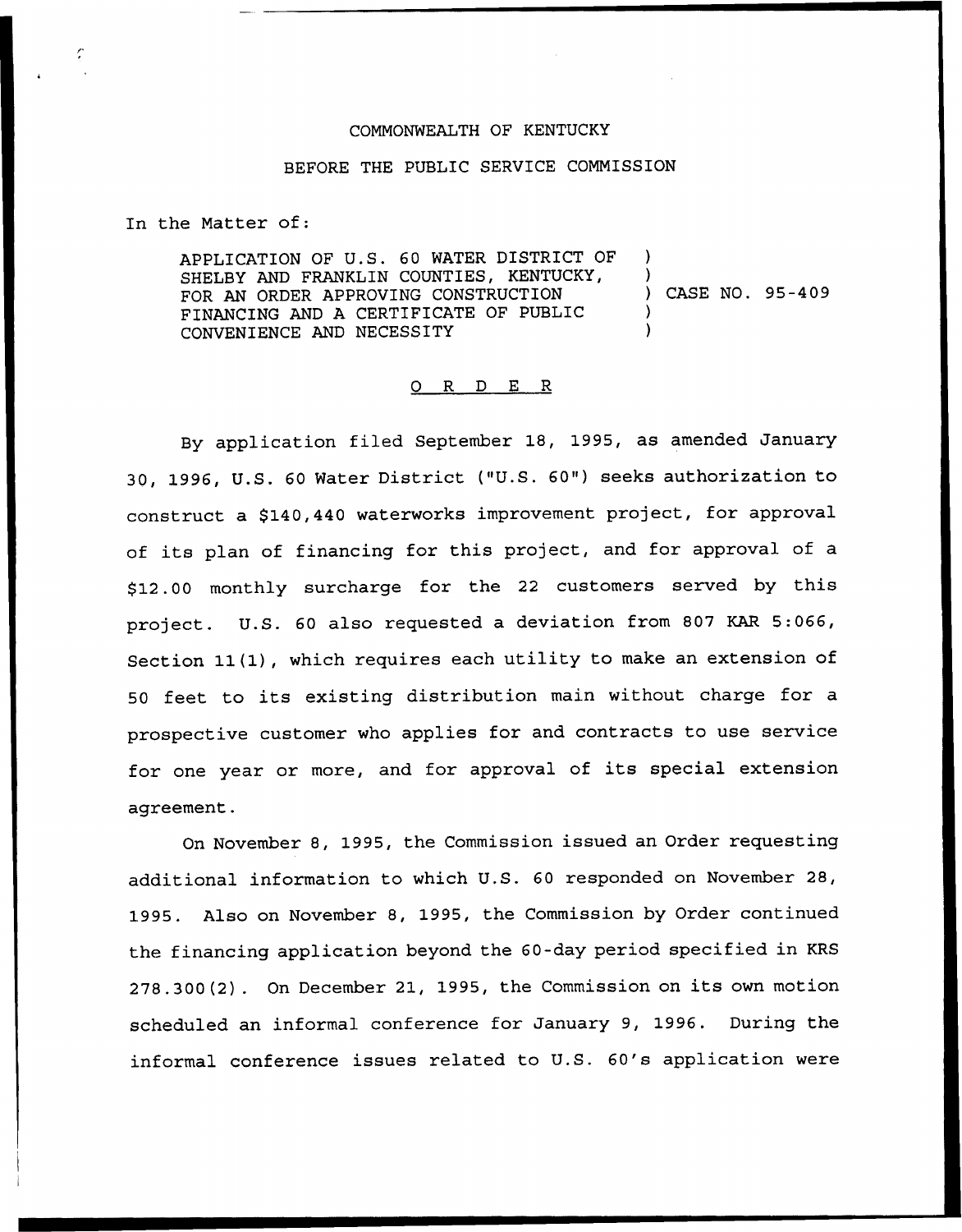COMMONWEALTH OF KENTUCKY

BEFORE THE PUBLIC SERVICE COMMISSION

In the Matter of:

APPLICATION OF U.S. 60 WATER DISTRICT OF SHELBY AND FRANKLIN COUNTIES, KENTUCKY, FOR AN ORDER APPROVING CONSTRUCTION FINANCING AND A CERTIFICATE OF PUBLIC CONVENIENCE AND NECESSITY ) CASE NO. 95-409

O R D E R

By application filed September 18, 1995, as amended January 30, 1996, U.S. 60 Water District ("U.S. 60") seeks authorization to construct a $140,440 waterworks improvement project, for approval of its plan of financing for this project, and for approval of a $12.00 monthly surcharge for the 22 customers served by this project. U.S. 60 also requested a deviation from 807 KAR 5:066, Section 11(1), which requires each utility to make an extension of 50 feet to its existing distribution main without charge for a prospective customer who applies for and contracts to use service for one year or more, and for approval of its special extension agreement.

On November 8, 1995, the Commission issued an Order requesting additional information to which U.S. 60 responded on November 28, 1995. Also on November 8, 1995, the Commission by Order continued the financing application beyond the 60-day period specified in KRS 278.300(2). On December 21, 1995, the Commission on its own motion scheduled an informal conference for January 9, 1996. During the informal conference issues related to U.S. 60's application were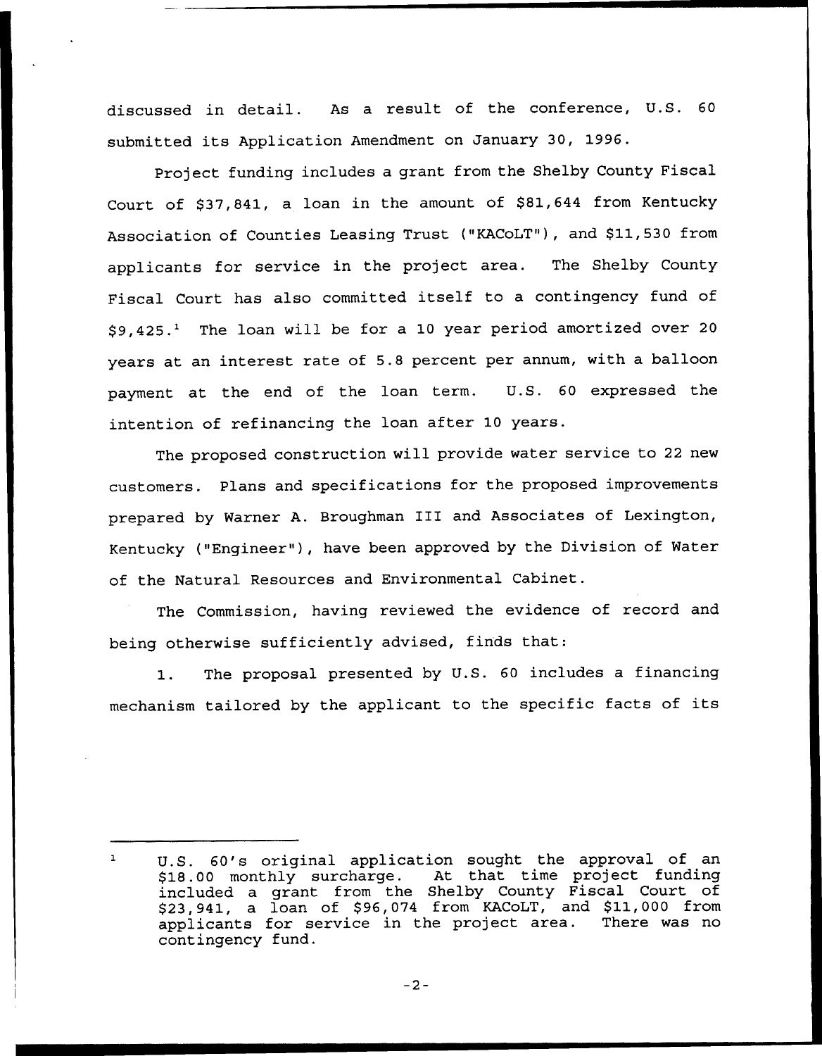discussed in detail. As a result of the conference, U.S. 60 submitted its Application Amendment on January 30, 1996.

Project funding includes a grant from the Shelby County Fiscal Court of $37,841, a loan in the amount of $81,644 from Kentucky Association of Counties Leasing Trust ("KACoLT"), and $11,530 from applicants for service in the project area. The Shelby County Fiscal Court has also committed itself to a contingency fund of $9,425.[1] The loan will be for a 10 year period amortized over 20 years at an interest rate of 5.8 percent per annum, with a balloon payment at the end of the loan term. U.S. 60 expressed the intention of refinancing the loan after 10 years.

The proposed construction will provide water service to 22 new customers. Plans and specifications for the proposed improvements prepared by Warner A. Broughman III and Associates of Lexington, Kentucky ("Engineer"), have been approved by the Division of Water of the Natural Resources and Environmental Cabinet.

The Commission, having reviewed the evidence of record and being otherwise sufficiently advised, finds that:

1. The proposal presented by U.S. 60 includes a financing mechanism tailored by the applicant to the specific facts of its

---

[1] U.S. 60's original application sought the approval of an $18.00 monthly surcharge. At that time project funding included a grant from the Shelby County Fiscal Court of $23,941, a loan of $96,074 from KACoLT, and $11,000 from applicants for service in the project area. There was no contingency fund.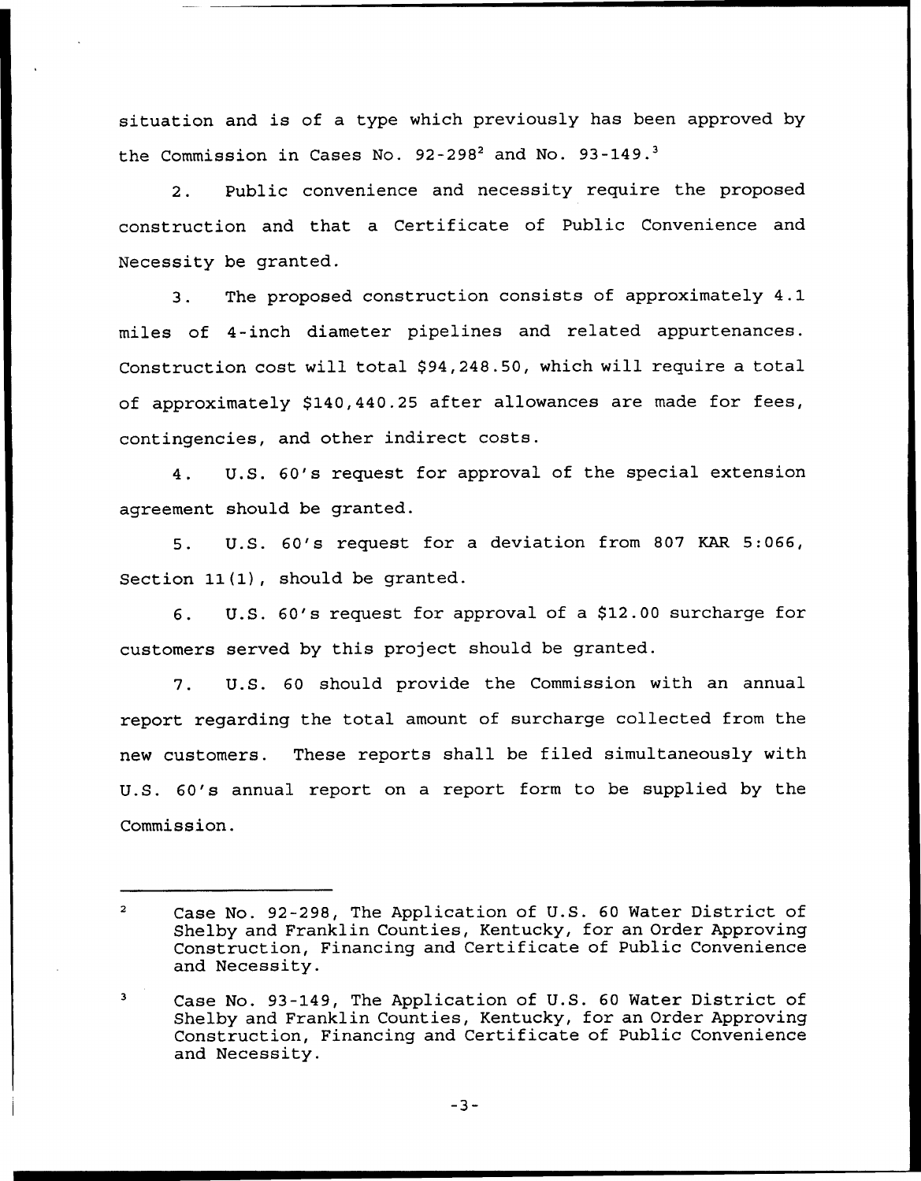situation and is of a type which previously has been approved by the Commission in Cases No. 92-298[2] and No. 93-149.[3]

2. Public convenience and necessity require the proposed construction and that a Certificate of Public Convenience and Necessity be granted.

3. The proposed construction consists of approximately 4.1 miles of 4-inch diameter pipelines and related appurtenances. Construction cost will total $94,248.50, which will require a total of approximately $140,440.25 after allowances are made for fees, contingencies, and other indirect costs.

4. U.S. 60's request for approval of the special extension agreement should be granted.

5. U.S. 60's request for a deviation from 807 KAR 5:066, Section 11(1), should be granted.

6. U.S. 60's request for approval of a $12.00 surcharge for customers served by this project should be granted.

7. U.S. 60 should provide the Commission with an annual report regarding the total amount of surcharge collected from the new customers. These reports shall be filed simultaneously with U.S. 60's annual report on a report form to be supplied by the Commission.

---

[2] Case No. 92-298, The Application of U.S. 60 Water District of Shelby and Franklin Counties, Kentucky, for an Order Approving Construction, Financing and Certificate of Public Convenience and Necessity.

[3] Case No. 93-149, The Application of U.S. 60 Water District of Shelby and Franklin Counties, Kentucky, for an Order Approving Construction, Financing and Certificate of Public Convenience and Necessity.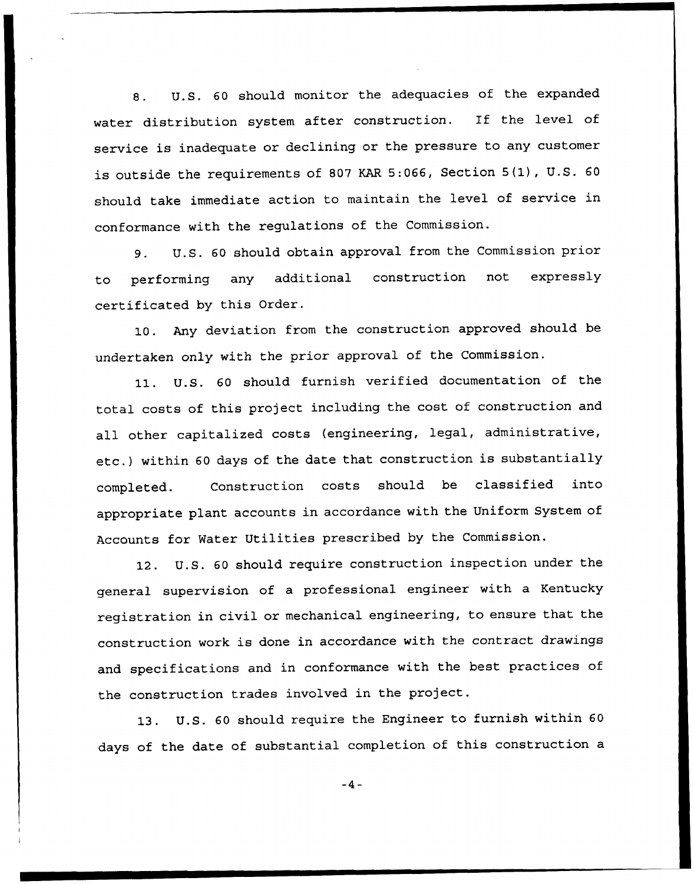8. U.S. 60 should monitor the adequacies of the expanded water distribution system after construction. If the level of service is inadequate or declining or the pressure to any customer is outside the requirements of 807 KAR 5:066, Section 5(1), U.S. 60 should take immediate action to maintain the level of service in conformance with the regulations of the Commission.

9. U.S. 60 should obtain approval from the Commission prior to performing any additional construction not expressly certificated by this Order.

10. Any deviation from the construction approved should be undertaken only with the prior approval of the Commission.

11. U.S. 60 should furnish verified documentation of the total costs of this project including the cost of construction and all other capitalized costs (engineering, legal, administrative, etc.) within 60 days of the date that construction is substantially completed. Construction costs should be classified into appropriate plant accounts in accordance with the Uniform System of Accounts for Water Utilities prescribed by the Commission.

12. U.S. 60 should require construction inspection under the general supervision of a professional engineer with a Kentucky registration in civil or mechanical engineering, to ensure that the construction work is done in accordance with the contract drawings and specifications and in conformance with the best practices of the construction trades involved in the project.

13. U.S. 60 should require the Engineer to furnish within 60 days of the date of substantial completion of this construction a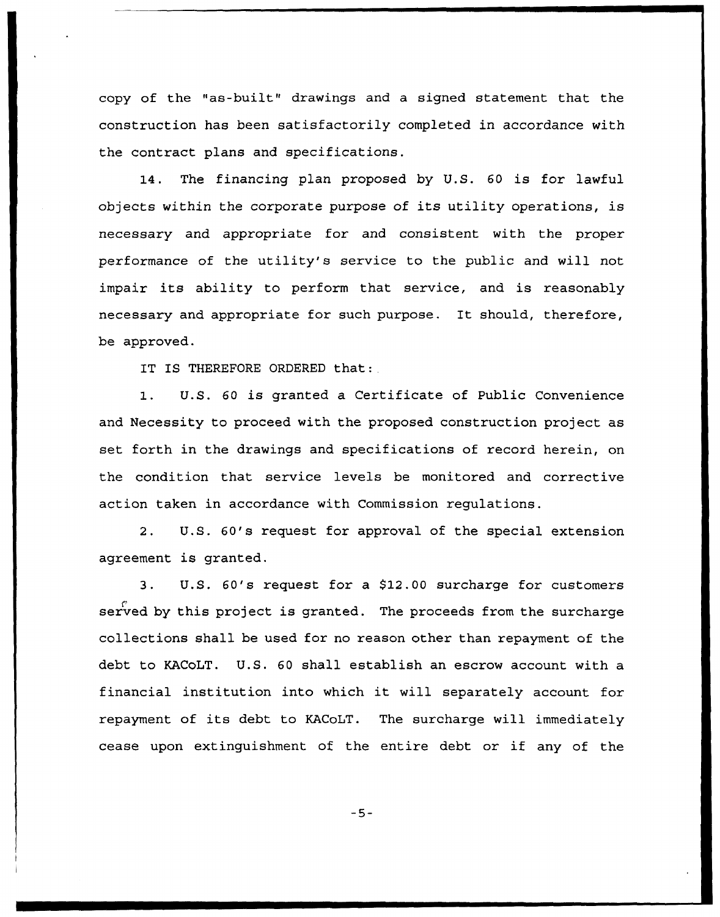copy of the "as-built" drawings and a signed statement that the construction has been satisfactorily completed in accordance with the contract plans and specifications.

14. The financing plan proposed by U.S. 60 is for lawful objects within the corporate purpose of its utility operations, is necessary and appropriate for and consistent with the proper performance of the utility's service to the public and will not impair its ability to perform that service, and is reasonably necessary and appropriate for such purpose. It should, therefore, be approved.

IT IS THEREFORE ORDERED that:

1. U.S. 60 is granted a Certificate of Public Convenience and Necessity to proceed with the proposed construction project as set forth in the drawings and specifications of record herein, on the condition that service levels be monitored and corrective action taken in accordance with Commission regulations.

2. U.S. 60's request for approval of the special extension agreement is granted.

3. U.S. 60's request for a $12.00 surcharge for customers served by this project is granted. The proceeds from the surcharge collections shall be used for no reason other than repayment of the debt to KACoLT. U.S. 60 shall establish an escrow account with a financial institution into which it will separately account for repayment of its debt to KACoLT. The surcharge will immediately cease upon extinguishment of the entire debt or if any of the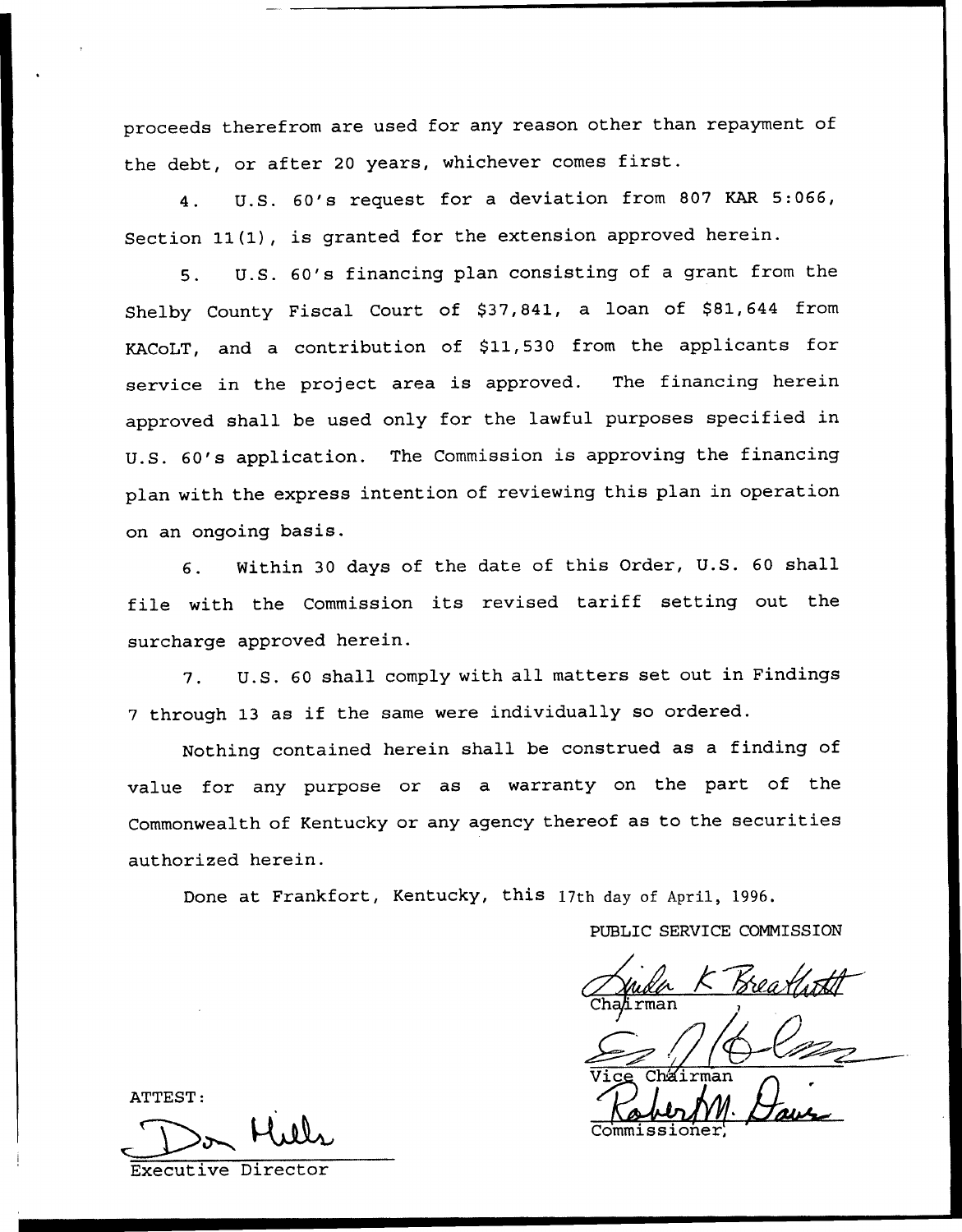proceeds therefrom are used for any reason other than repayment of the debt, or after 20 years, whichever comes first.

4. U.S. 60's request for a deviation from 807 KAR 5:066, Section 11(1), is granted for the extension approved herein.

5. U.S. 60's financing plan consisting of a grant from the Shelby County Fiscal Court of $37,841, a loan of $81,644 from KACoLT, and a contribution of $11,530 from the applicants for service in the project area is approved. The financing herein approved shall be used only for the lawful purposes specified in U.S. 60's application. The Commission is approving the financing plan with the express intention of reviewing this plan in operation on an ongoing basis.

6. Within 30 days of the date of this Order, U.S. 60 shall file with the Commission its revised tariff setting out the surcharge approved herein.

7. U.S. 60 shall comply with all matters set out in Findings 7 through 13 as if the same were individually so ordered.

Nothing contained herein shall be construed as a finding of value for any purpose or as a warranty on the part of the Commonwealth of Kentucky or any agency thereof as to the securities authorized herein.

Done at Frankfort, Kentucky, this 17th day of April, 1996.

PUBLIC SERVICE COMMISSION

Linda K Breathitt
Chairman

Vice Chairman

Robert M. Davis
Commissioner

ATTEST:

Don Mills
Executive Director